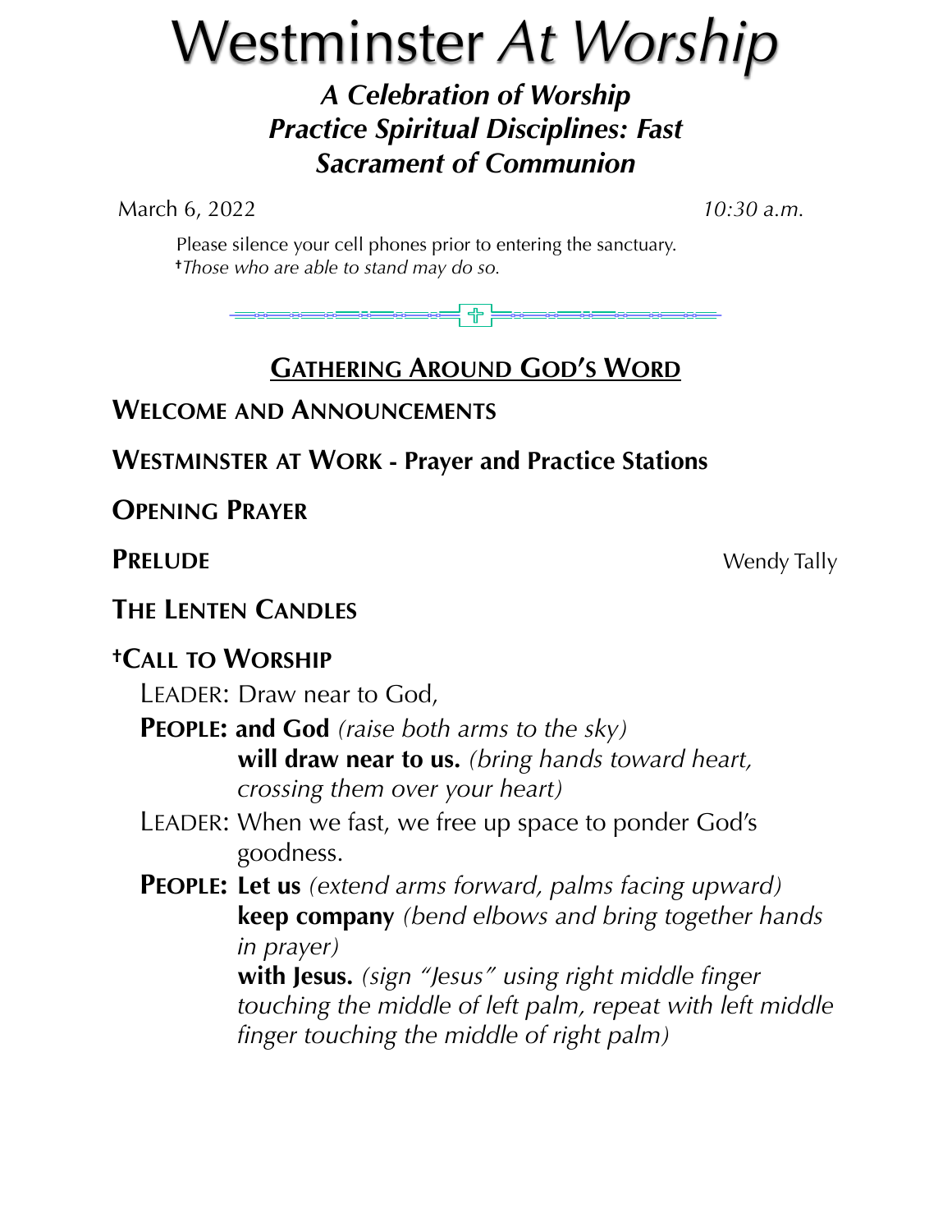# Westminster *At Worship*

## *A Celebration of Worship*
## *Practice Spiritual Disciplines: Fast*
## *Sacrament of Communion*

March 6, 2022 *10:30 a.m.*

Please silence your cell phones prior to entering the sanctuary.
†*Those who are able to stand may do so.*

## GATHERING AROUND GOD'S WORD

**WELCOME AND ANNOUNCEMENTS**

**WESTMINSTER AT WORK - Prayer and Practice Stations**

**OPENING PRAYER**

**PRELUDE** Wendy Tally

**THE LENTEN CANDLES**

**†CALL TO WORSHIP**

LEADER: Draw near to God,

**PEOPLE: and God** *(raise both arms to the sky)*
**will draw near to us.** *(bring hands toward heart, crossing them over your heart)*

LEADER: When we fast, we free up space to ponder God's goodness.

**PEOPLE: Let us** *(extend arms forward, palms facing upward)*
**keep company** *(bend elbows and bring together hands in prayer)*
**with Jesus.** *(sign "Jesus" using right middle finger touching the middle of left palm, repeat with left middle finger touching the middle of right palm)*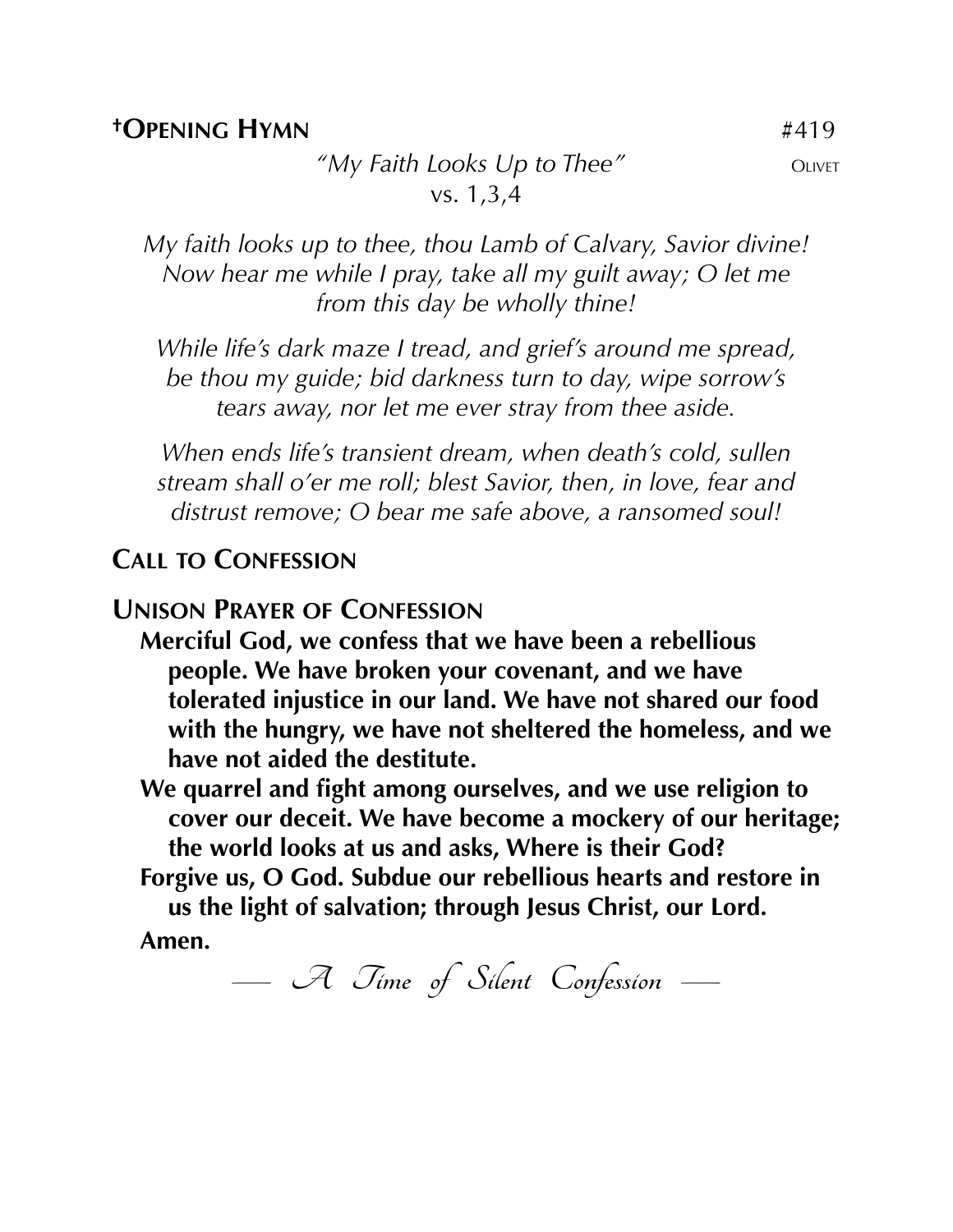## †Opening Hymn #419

*"My Faith Looks Up to Thee"* Olivet
vs. 1,3,4

*My faith looks up to thee, thou Lamb of Calvary, Savior divine! Now hear me while I pray, take all my guilt away; O let me from this day be wholly thine!*

*While life's dark maze I tread, and grief's around me spread, be thou my guide; bid darkness turn to day, wipe sorrow's tears away, nor let me ever stray from thee aside.*

*When ends life's transient dream, when death's cold, sullen stream shall o'er me roll; blest Savior, then, in love, fear and distrust remove; O bear me safe above, a ransomed soul!*

## Call to Confession

## Unison Prayer of Confession

**Merciful God, we confess that we have been a rebellious people. We have broken your covenant, and we have tolerated injustice in our land. We have not shared our food with the hungry, we have not sheltered the homeless, and we have not aided the destitute.**

**We quarrel and fight among ourselves, and we use religion to cover our deceit. We have become a mockery of our heritage; the world looks at us and asks, Where is their God?**

**Forgive us, O God. Subdue our rebellious hearts and restore in us the light of salvation; through Jesus Christ, our Lord.**

**Amen.**

— *A Time of Silent Confession* —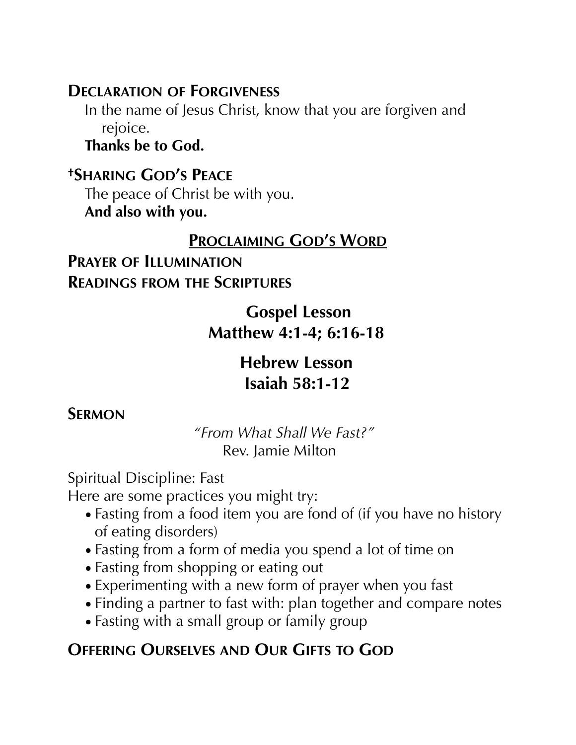**Declaration of Forgiveness**

In the name of Jesus Christ, know that you are forgiven and rejoice.

**Thanks be to God.**

**†Sharing God's Peace**

The peace of Christ be with you.

**And also with you.**

## Proclaiming God's Word

**Prayer of Illumination**

**Readings from the Scriptures**

**Gospel Lesson**
**Matthew 4:1-4; 6:16-18**

**Hebrew Lesson**
**Isaiah 58:1-12**

**Sermon**

*"From What Shall We Fast?"*
Rev. Jamie Milton

Spiritual Discipline: Fast

Here are some practices you might try:

- Fasting from a food item you are fond of (if you have no history of eating disorders)
- Fasting from a form of media you spend a lot of time on
- Fasting from shopping or eating out
- Experimenting with a new form of prayer when you fast
- Finding a partner to fast with: plan together and compare notes
- Fasting with a small group or family group

**Offering Ourselves and Our Gifts to God**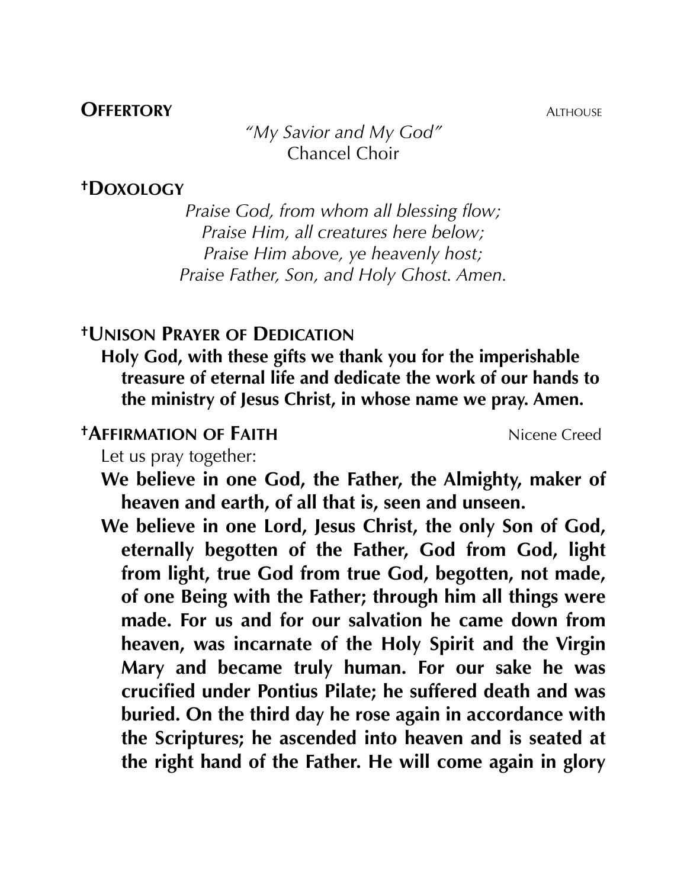**OFFERTORY** ALTHOUSE

*"My Savior and My God"*
Chancel Choir

**†DOXOLOGY**

*Praise God, from whom all blessing flow;*
*Praise Him, all creatures here below;*
*Praise Him above, ye heavenly host;*
*Praise Father, Son, and Holy Ghost. Amen.*

**†UNISON PRAYER OF DEDICATION**

**Holy God, with these gifts we thank you for the imperishable treasure of eternal life and dedicate the work of our hands to the ministry of Jesus Christ, in whose name we pray. Amen.**

**†AFFIRMATION OF FAITH** Nicene Creed

Let us pray together:

**We believe in one God, the Father, the Almighty, maker of heaven and earth, of all that is, seen and unseen.**

**We believe in one Lord, Jesus Christ, the only Son of God, eternally begotten of the Father, God from God, light from light, true God from true God, begotten, not made, of one Being with the Father; through him all things were made. For us and for our salvation he came down from heaven, was incarnate of the Holy Spirit and the Virgin Mary and became truly human. For our sake he was crucified under Pontius Pilate; he suffered death and was buried. On the third day he rose again in accordance with the Scriptures; he ascended into heaven and is seated at the right hand of the Father. He will come again in glory**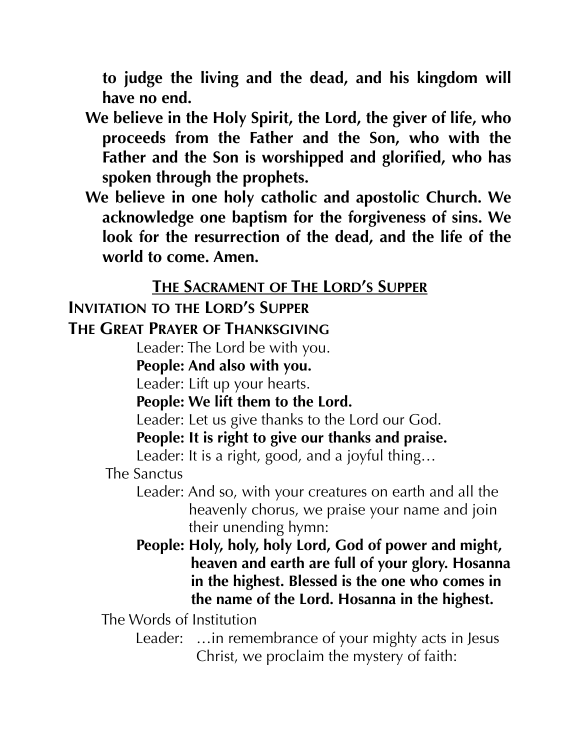**to judge the living and the dead, and his kingdom will have no end.**

**We believe in the Holy Spirit, the Lord, the giver of life, who proceeds from the Father and the Son, who with the Father and the Son is worshipped and glorified, who has spoken through the prophets.**

**We believe in one holy catholic and apostolic Church. We acknowledge one baptism for the forgiveness of sins. We look for the resurrection of the dead, and the life of the world to come. Amen.**

## The Sacrament of The Lord's Supper

### Invitation to the Lord's Supper

### The Great Prayer of Thanksgiving

Leader: The Lord be with you.

**People: And also with you.**

Leader: Lift up your hearts.

**People: We lift them to the Lord.**

Leader: Let us give thanks to the Lord our God.

**People: It is right to give our thanks and praise.**

Leader: It is a right, good, and a joyful thing…

The Sanctus

Leader: And so, with your creatures on earth and all the heavenly chorus, we praise your name and join their unending hymn:

**People: Holy, holy, holy Lord, God of power and might, heaven and earth are full of your glory. Hosanna in the highest. Blessed is the one who comes in the name of the Lord. Hosanna in the highest.**

The Words of Institution

Leader: …in remembrance of your mighty acts in Jesus Christ, we proclaim the mystery of faith: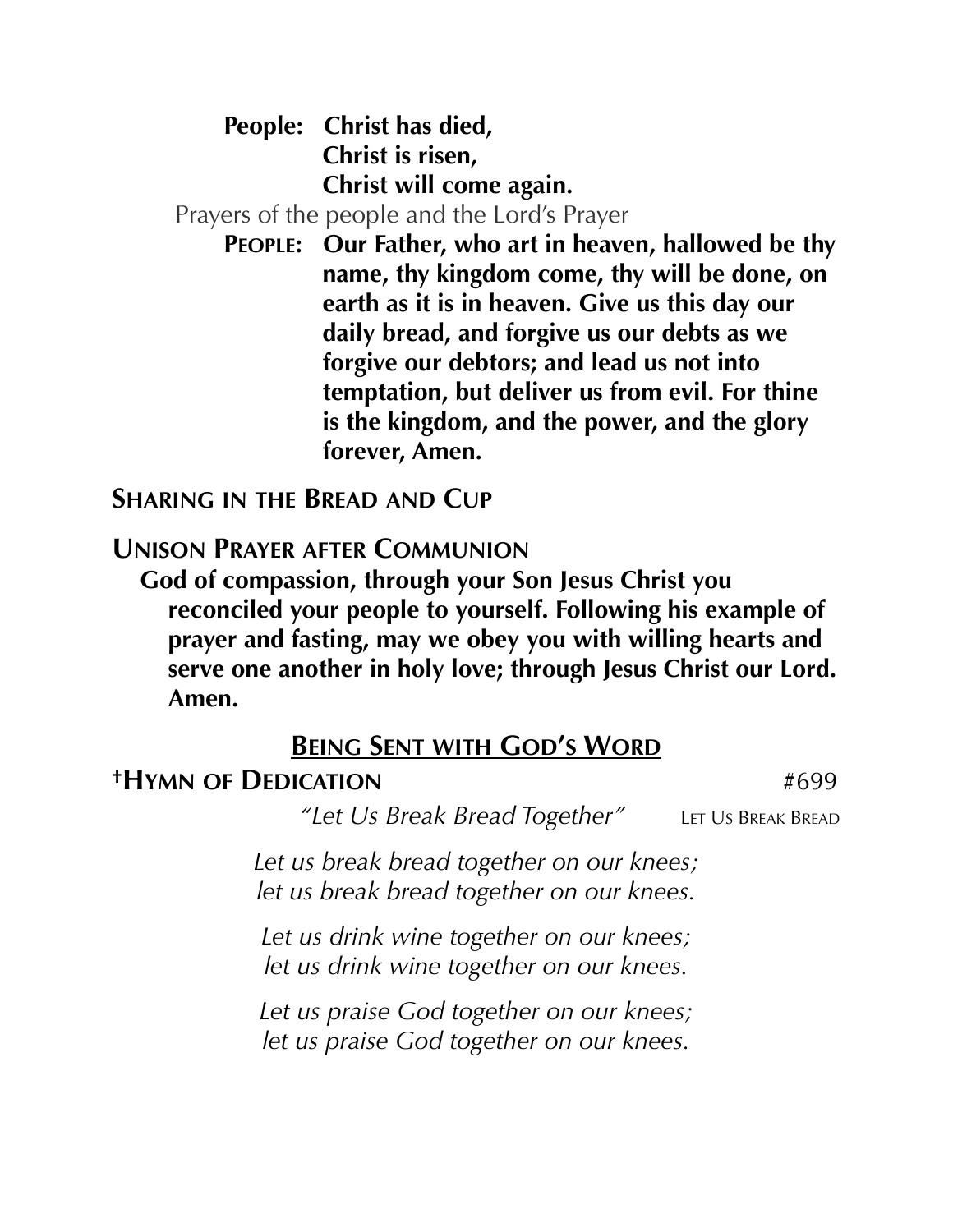**People:** **Christ has died,**
**Christ is risen,**
**Christ will come again.**

Prayers of the people and the Lord's Prayer

**PEOPLE:** **Our Father, who art in heaven, hallowed be thy name, thy kingdom come, thy will be done, on earth as it is in heaven. Give us this day our daily bread, and forgive us our debts as we forgive our debtors; and lead us not into temptation, but deliver us from evil. For thine is the kingdom, and the power, and the glory forever, Amen.**

**SHARING IN THE BREAD AND CUP**

**UNISON PRAYER AFTER COMMUNION**

**God of compassion, through your Son Jesus Christ you reconciled your people to yourself. Following his example of prayer and fasting, may we obey you with willing hearts and serve one another in holy love; through Jesus Christ our Lord. Amen.**

## BEING SENT WITH GOD'S WORD

**†HYMN OF DEDICATION** #699

*"Let Us Break Bread Together"* LET US BREAK BREAD

*Let us break bread together on our knees;*
*let us break bread together on our knees.*

*Let us drink wine together on our knees;*
*let us drink wine together on our knees.*

*Let us praise God together on our knees;*
*let us praise God together on our knees.*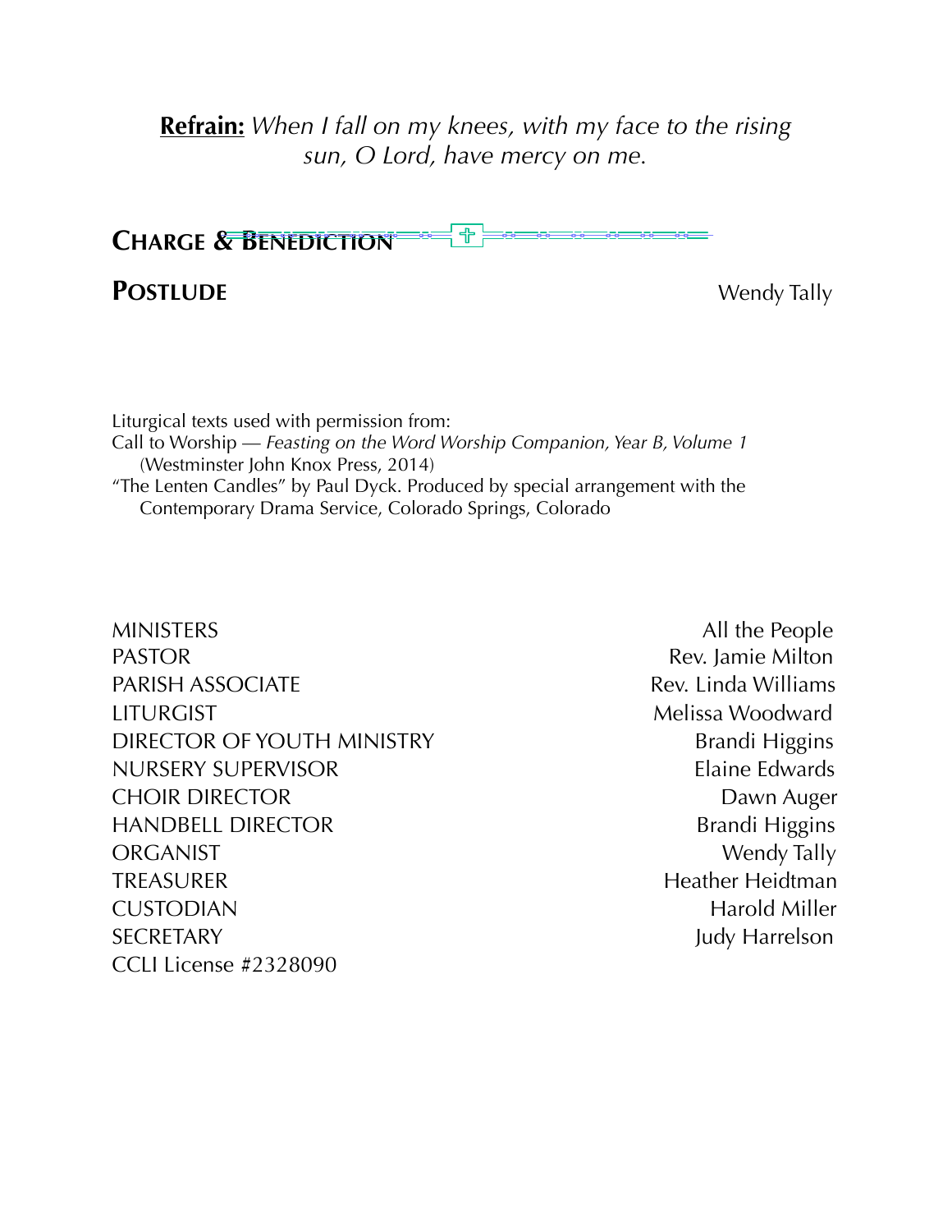**Refrain:** *When I fall on my knees, with my face to the rising sun, O Lord, have mercy on me.*

## CHARGE & BENEDICTION

## POSTLUDE — Wendy Tally

Liturgical texts used with permission from:
Call to Worship — *Feasting on the Word Worship Companion, Year B, Volume 1* (Westminster John Knox Press, 2014)
"The Lenten Candles" by Paul Dyck. Produced by special arrangement with the Contemporary Drama Service, Colorado Springs, Colorado

| | |
|---|---|
| MINISTERS | All the People |
| PASTOR | Rev. Jamie Milton |
| PARISH ASSOCIATE | Rev. Linda Williams |
| LITURGIST | Melissa Woodward |
| DIRECTOR OF YOUTH MINISTRY | Brandi Higgins |
| NURSERY SUPERVISOR | Elaine Edwards |
| CHOIR DIRECTOR | Dawn Auger |
| HANDBELL DIRECTOR | Brandi Higgins |
| ORGANIST | Wendy Tally |
| TREASURER | Heather Heidtman |
| CUSTODIAN | Harold Miller |
| SECRETARY | Judy Harrelson |

CCLI License #2328090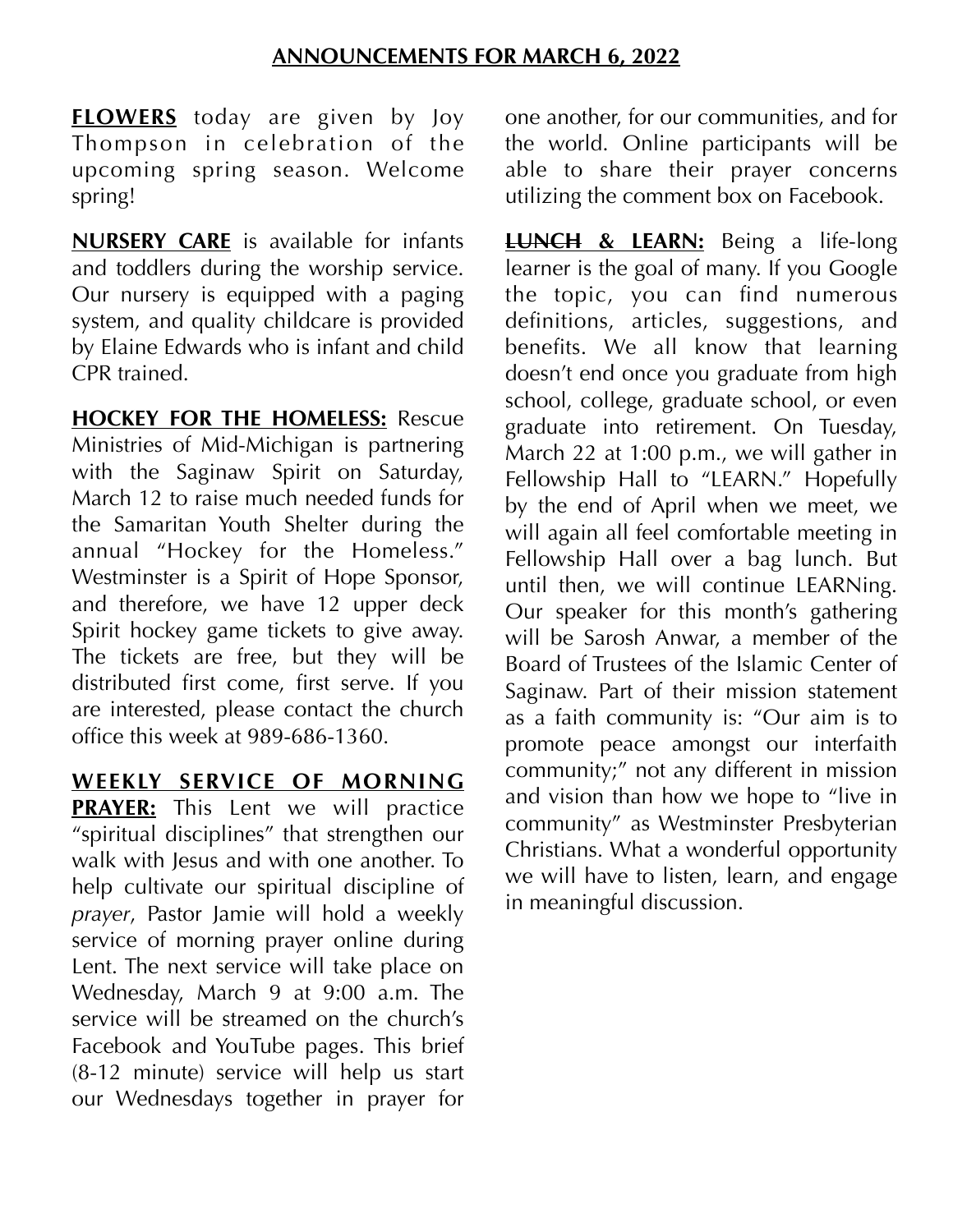## ANNOUNCEMENTS FOR MARCH 6, 2022

**FLOWERS** today are given by Joy Thompson in celebration of the upcoming spring season. Welcome spring!

**NURSERY CARE** is available for infants and toddlers during the worship service. Our nursery is equipped with a paging system, and quality childcare is provided by Elaine Edwards who is infant and child CPR trained.

**HOCKEY FOR THE HOMELESS:** Rescue Ministries of Mid-Michigan is partnering with the Saginaw Spirit on Saturday, March 12 to raise much needed funds for the Samaritan Youth Shelter during the annual "Hockey for the Homeless." Westminster is a Spirit of Hope Sponsor, and therefore, we have 12 upper deck Spirit hockey game tickets to give away. The tickets are free, but they will be distributed first come, first serve. If you are interested, please contact the church office this week at 989-686-1360.

**WEEKLY SERVICE OF MORNING PRAYER:** This Lent we will practice "spiritual disciplines" that strengthen our walk with Jesus and with one another. To help cultivate our spiritual discipline of *prayer*, Pastor Jamie will hold a weekly service of morning prayer online during Lent. The next service will take place on Wednesday, March 9 at 9:00 a.m. The service will be streamed on the church's Facebook and YouTube pages. This brief (8-12 minute) service will help us start our Wednesdays together in prayer for one another, for our communities, and for the world. Online participants will be able to share their prayer concerns utilizing the comment box on Facebook.

**~~LUNCH~~ & LEARN:** Being a life-long learner is the goal of many. If you Google the topic, you can find numerous definitions, articles, suggestions, and benefits. We all know that learning doesn't end once you graduate from high school, college, graduate school, or even graduate into retirement. On Tuesday, March 22 at 1:00 p.m., we will gather in Fellowship Hall to "LEARN." Hopefully by the end of April when we meet, we will again all feel comfortable meeting in Fellowship Hall over a bag lunch. But until then, we will continue LEARNing. Our speaker for this month's gathering will be Sarosh Anwar, a member of the Board of Trustees of the Islamic Center of Saginaw. Part of their mission statement as a faith community is: "Our aim is to promote peace amongst our interfaith community;" not any different in mission and vision than how we hope to "live in community" as Westminster Presbyterian Christians. What a wonderful opportunity we will have to listen, learn, and engage in meaningful discussion.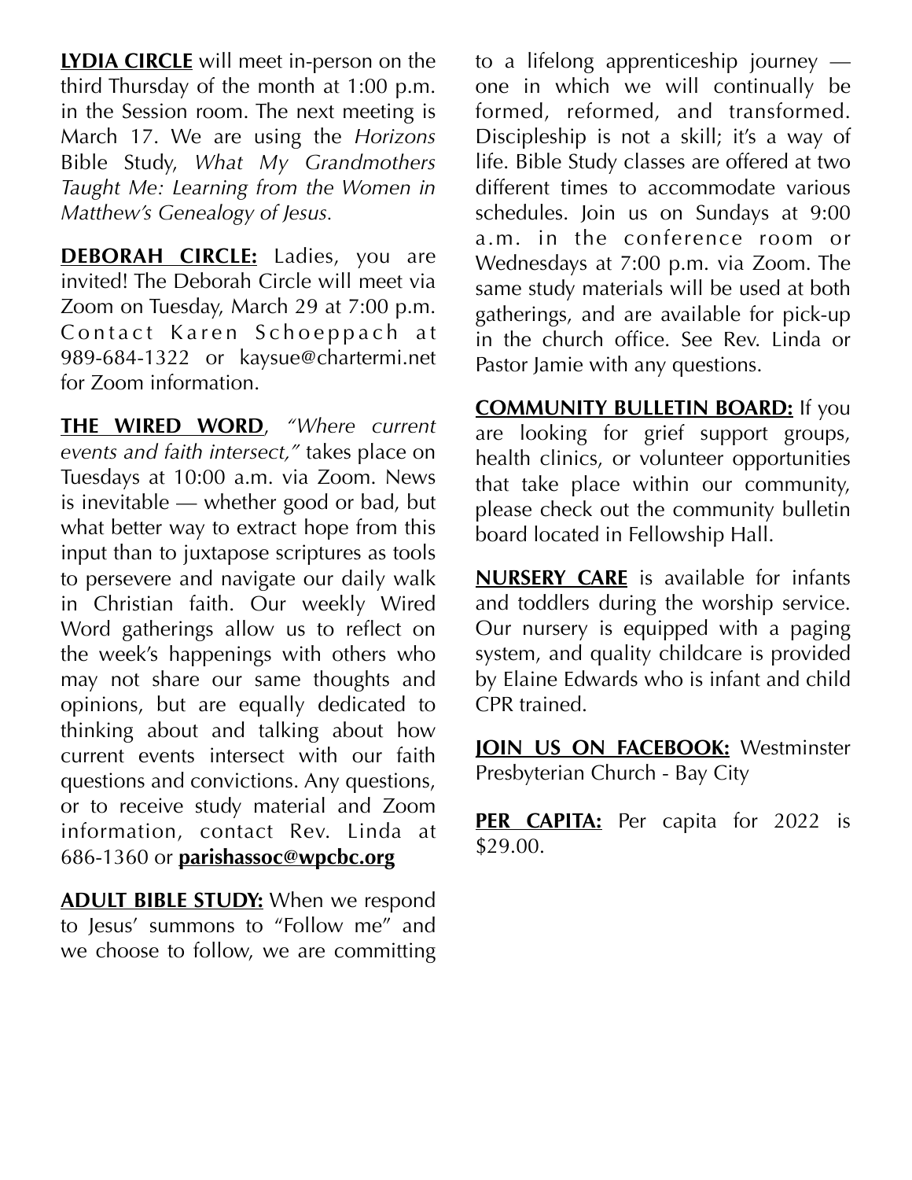**LYDIA CIRCLE** will meet in-person on the third Thursday of the month at 1:00 p.m. in the Session room. The next meeting is March 17. We are using the *Horizons* Bible Study, *What My Grandmothers Taught Me: Learning from the Women in Matthew's Genealogy of Jesus.*

**DEBORAH CIRCLE:** Ladies, you are invited! The Deborah Circle will meet via Zoom on Tuesday, March 29 at 7:00 p.m. Contact Karen Schoeppach at 989-684-1322 or kaysue@chartermi.net for Zoom information.

**THE WIRED WORD**, *"Where current events and faith intersect,"* takes place on Tuesdays at 10:00 a.m. via Zoom. News is inevitable — whether good or bad, but what better way to extract hope from this input than to juxtapose scriptures as tools to persevere and navigate our daily walk in Christian faith. Our weekly Wired Word gatherings allow us to reflect on the week's happenings with others who may not share our same thoughts and opinions, but are equally dedicated to thinking about and talking about how current events intersect with our faith questions and convictions. Any questions, or to receive study material and Zoom information, contact Rev. Linda at 686-1360 or **parishassoc@wpcbc.org**

**ADULT BIBLE STUDY:** When we respond to Jesus' summons to "Follow me" and we choose to follow, we are committing to a lifelong apprenticeship journey — one in which we will continually be formed, reformed, and transformed. Discipleship is not a skill; it's a way of life. Bible Study classes are offered at two different times to accommodate various schedules. Join us on Sundays at 9:00 a.m. in the conference room or Wednesdays at 7:00 p.m. via Zoom. The same study materials will be used at both gatherings, and are available for pick-up in the church office. See Rev. Linda or Pastor Jamie with any questions.

**COMMUNITY BULLETIN BOARD:** If you are looking for grief support groups, health clinics, or volunteer opportunities that take place within our community, please check out the community bulletin board located in Fellowship Hall.

**NURSERY CARE** is available for infants and toddlers during the worship service. Our nursery is equipped with a paging system, and quality childcare is provided by Elaine Edwards who is infant and child CPR trained.

**JOIN US ON FACEBOOK:** Westminster Presbyterian Church - Bay City

**PER CAPITA:** Per capita for 2022 is $29.00.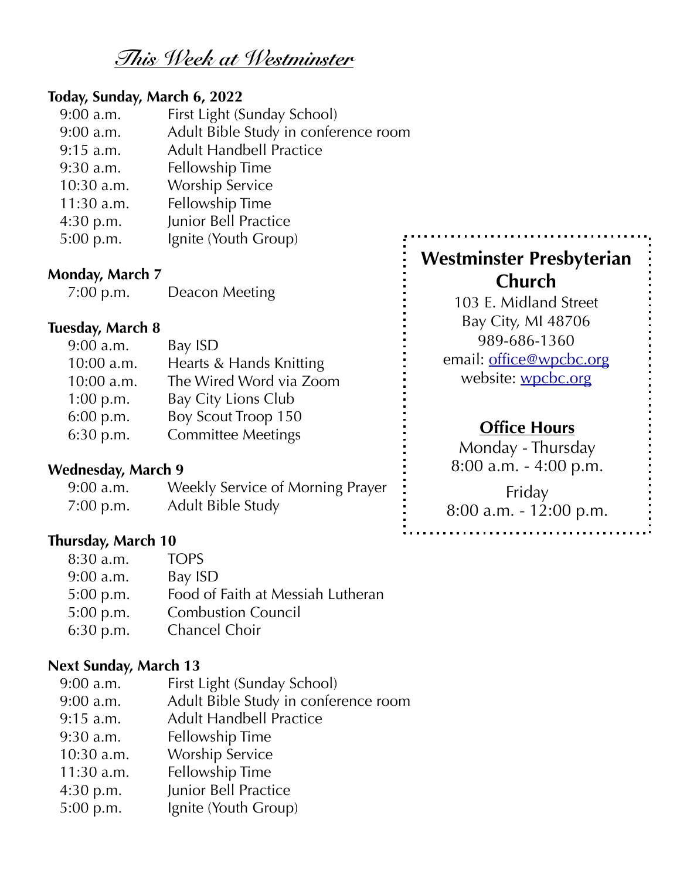# *This Week at Westminster*

**Today, Sunday, March 6, 2022**

| | |
|---|---|
| 9:00 a.m. | First Light (Sunday School) |
| 9:00 a.m. | Adult Bible Study in conference room |
| 9:15 a.m. | Adult Handbell Practice |
| 9:30 a.m. | Fellowship Time |
| 10:30 a.m. | Worship Service |
| 11:30 a.m. | Fellowship Time |
| 4:30 p.m. | Junior Bell Practice |
| 5:00 p.m. | Ignite (Youth Group) |

**Monday, March 7**

| | |
|---|---|
| 7:00 p.m. | Deacon Meeting |

**Tuesday, March 8**

| | |
|---|---|
| 9:00 a.m. | Bay ISD |
| 10:00 a.m. | Hearts & Hands Knitting |
| 10:00 a.m. | The Wired Word via Zoom |
| 1:00 p.m. | Bay City Lions Club |
| 6:00 p.m. | Boy Scout Troop 150 |
| 6:30 p.m. | Committee Meetings |

**Wednesday, March 9**

| | |
|---|---|
| 9:00 a.m. | Weekly Service of Morning Prayer |
| 7:00 p.m. | Adult Bible Study |

**Thursday, March 10**

| | |
|---|---|
| 8:30 a.m. | TOPS |
| 9:00 a.m. | Bay ISD |
| 5:00 p.m. | Food of Faith at Messiah Lutheran |
| 5:00 p.m. | Combustion Council |
| 6:30 p.m. | Chancel Choir |

**Next Sunday, March 13**

| | |
|---|---|
| 9:00 a.m. | First Light (Sunday School) |
| 9:00 a.m. | Adult Bible Study in conference room |
| 9:15 a.m. | Adult Handbell Practice |
| 9:30 a.m. | Fellowship Time |
| 10:30 a.m. | Worship Service |
| 11:30 a.m. | Fellowship Time |
| 4:30 p.m. | Junior Bell Practice |
| 5:00 p.m. | Ignite (Youth Group) |

**Westminster Presbyterian Church**

103 E. Midland Street
Bay City, MI 48706
989-686-1360
email: office@wpcbc.org
website: wpcbc.org

**Office Hours**

Monday - Thursday
8:00 a.m. - 4:00 p.m.

Friday
8:00 a.m. - 12:00 p.m.